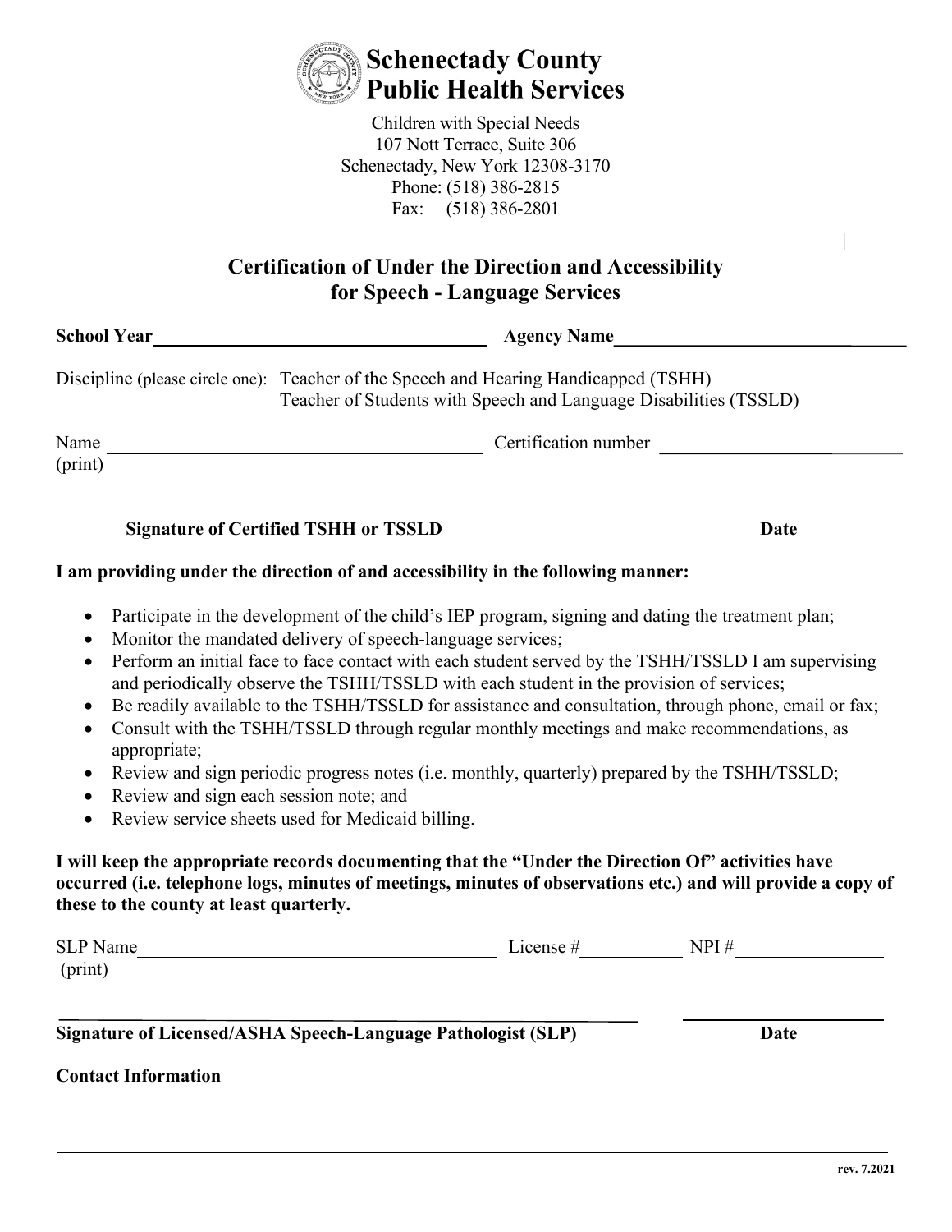# Schenectady County Public Health Services

Children with Special Needs
107 Nott Terrace, Suite 306
Schenectady, New York 12308-3170
Phone: (518) 386-2815
Fax: (518) 386-2801

## Certification of Under the Direction and Accessibility for Speech - Language Services

**School Year** ______________________________ **Agency Name** ______________________________

Discipline (please circle one): Teacher of the Speech and Hearing Handicapped (TSHH)
Teacher of Students with Speech and Language Disabilities (TSSLD)

Name (print) ______________________________ Certification number ______________________________

______________________________ ______________
**Signature of Certified TSHH or TSSLD** **Date**

**I am providing under the direction of and accessibility in the following manner:**

- Participate in the development of the child's IEP program, signing and dating the treatment plan;
- Monitor the mandated delivery of speech-language services;
- Perform an initial face to face contact with each student served by the TSHH/TSSLD I am supervising and periodically observe the TSHH/TSSLD with each student in the provision of services;
- Be readily available to the TSHH/TSSLD for assistance and consultation, through phone, email or fax;
- Consult with the TSHH/TSSLD through regular monthly meetings and make recommendations, as appropriate;
- Review and sign periodic progress notes (i.e. monthly, quarterly) prepared by the TSHH/TSSLD;
- Review and sign each session note; and
- Review service sheets used for Medicaid billing.

**I will keep the appropriate records documenting that the "Under the Direction Of" activities have occurred (i.e. telephone logs, minutes of meetings, minutes of observations etc.) and will provide a copy of these to the county at least quarterly.**

SLP Name (print) ______________________________ License # ____________ NPI # ______________

______________________________ ______________
**Signature of Licensed/ASHA Speech-Language Pathologist (SLP)** **Date**

**Contact Information**

______________________________________________________________

______________________________________________________________

rev. 7.2021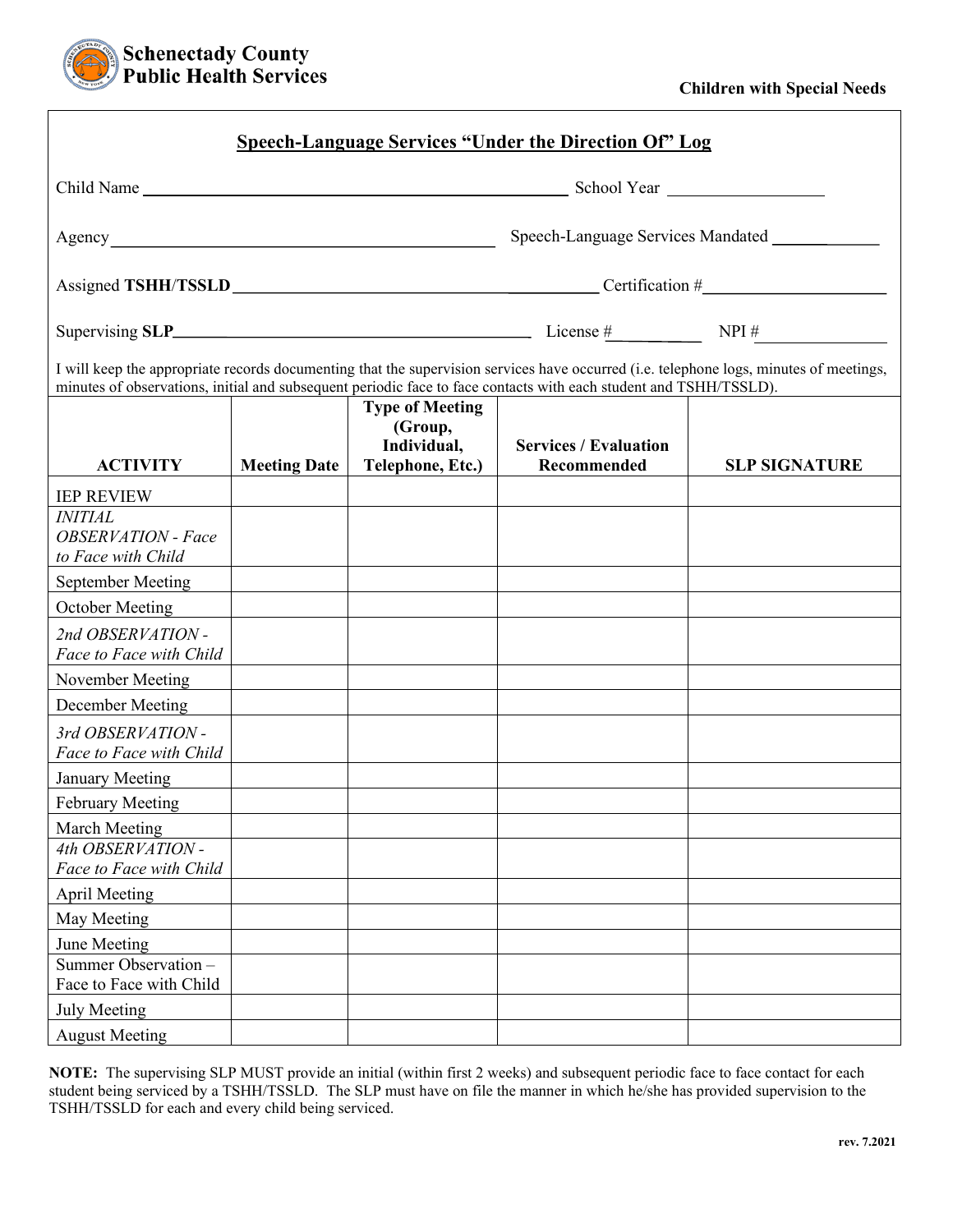**Schenectady County Public Health Services**

**Children with Special Needs**

## Speech-Language Services "Under the Direction Of" Log

Child Name ______________________________ School Year ______________

Agency ______________________________ Speech-Language Services Mandated ______________

Assigned **TSHH/TSSLD** ______________________________ Certification # ______________

Supervising **SLP** ______________________________ License # ______________ NPI # ______________

I will keep the appropriate records documenting that the supervision services have occurred (i.e. telephone logs, minutes of meetings, minutes of observations, initial and subsequent periodic face to face contacts with each student and TSHH/TSSLD).

| **ACTIVITY** | **Meeting Date** | **Type of Meeting (Group, Individual, Telephone, Etc.)** | **Services / Evaluation Recommended** | **SLP SIGNATURE** |
|---|---|---|---|---|
| IEP REVIEW | | | | |
| *INITIAL OBSERVATION - Face to Face with Child* | | | | |
| September Meeting | | | | |
| October Meeting | | | | |
| *2nd OBSERVATION - Face to Face with Child* | | | | |
| November Meeting | | | | |
| December Meeting | | | | |
| *3rd OBSERVATION - Face to Face with Child* | | | | |
| January Meeting | | | | |
| February Meeting | | | | |
| March Meeting | | | | |
| *4th OBSERVATION - Face to Face with Child* | | | | |
| April Meeting | | | | |
| May Meeting | | | | |
| June Meeting | | | | |
| Summer Observation – Face to Face with Child | | | | |
| July Meeting | | | | |
| August Meeting | | | | |

**NOTE:** The supervising SLP MUST provide an initial (within first 2 weeks) and subsequent periodic face to face contact for each student being serviced by a TSHH/TSSLD. The SLP must have on file the manner in which he/she has provided supervision to the TSHH/TSSLD for each and every child being serviced.

rev. 7.2021